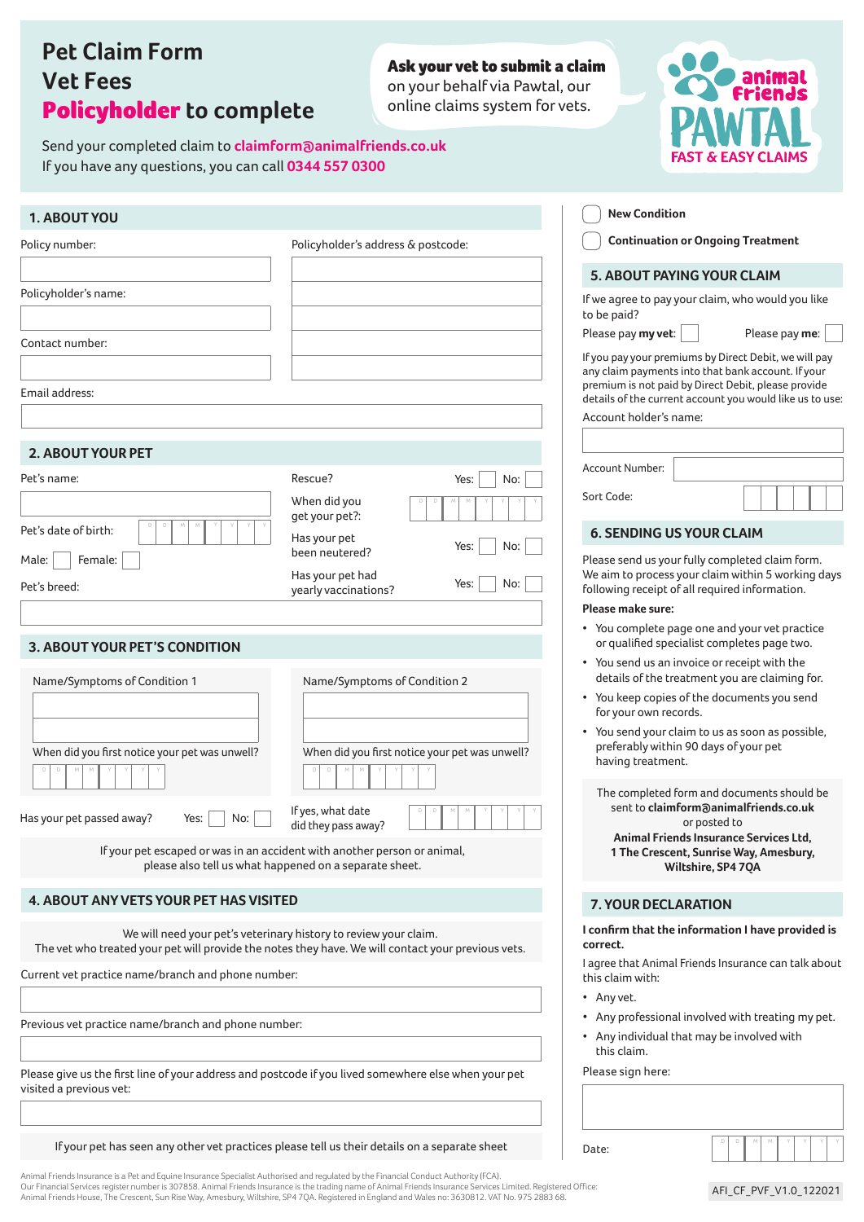# Pet Claim Form
# Vet Fees
# **Policyholder** to complete

**Ask your vet to submit a claim** on your behalf via Pawtal, our online claims system for vets.

animal friends PAWTAL FAST & EASY CLAIMS

Send your completed claim to **claimform@animalfriends.co.uk**
If you have any questions, you can call **0344 557 0300**

## 1. ABOUT YOU

Policy number:

Policyholder's name:

Contact number:

Email address:

Policyholder's address & postcode:

## 2. ABOUT YOUR PET

Pet's name:

Pet's date of birth: D D M M Y Y Y Y

Male: ☐ Female: ☐

Pet's breed:

Rescue? Yes: ☐ No: ☐

When did you get your pet?: D D M M Y Y Y Y

Has your pet been neutered? Yes: ☐ No: ☐

Has your pet had yearly vaccinations? Yes: ☐ No: ☐

## 3. ABOUT YOUR PET'S CONDITION

Name/Symptoms of Condition 1

When did you first notice your pet was unwell? D D M M Y Y Y Y

Name/Symptoms of Condition 2

When did you first notice your pet was unwell? D D M M Y Y Y Y

Has your pet passed away? Yes: ☐ No: ☐

If yes, what date did they pass away? D D M M Y Y Y Y

If your pet escaped or was in an accident with another person or animal, please also tell us what happened on a separate sheet.

## 4. ABOUT ANY VETS YOUR PET HAS VISITED

We will need your pet's veterinary history to review your claim.
The vet who treated your pet will provide the notes they have. We will contact your previous vets.

Current vet practice name/branch and phone number:

Previous vet practice name/branch and phone number:

Please give us the first line of your address and postcode if you lived somewhere else when your pet visited a previous vet:

If your pet has seen any other vet practices please tell us their details on a separate sheet

☐ New Condition

☐ Continuation or Ongoing Treatment

## 5. ABOUT PAYING YOUR CLAIM

If we agree to pay your claim, who would you like to be paid?

Please pay **my vet**: ☐ Please pay **me**: ☐

If you pay your premiums by Direct Debit, we will pay any claim payments into that bank account. If your premium is not paid by Direct Debit, please provide details of the current account you would like us to use:

Account holder's name:

Account Number:

Sort Code:

## 6. SENDING US YOUR CLAIM

Please send us your fully completed claim form. We aim to process your claim within 5 working days following receipt of all required information.

**Please make sure:**

- You complete page one and your vet practice or qualified specialist completes page two.
- You send us an invoice or receipt with the details of the treatment you are claiming for.
- You keep copies of the documents you send for your own records.
- You send your claim to us as soon as possible, preferably within 90 days of your pet having treatment.

The completed form and documents should be sent to **claimform@animalfriends.co.uk** or posted to
**Animal Friends Insurance Services Ltd, 1 The Crescent, Sunrise Way, Amesbury, Wiltshire, SP4 7QA**

## 7. YOUR DECLARATION

**I confirm that the information I have provided is correct.**

I agree that Animal Friends Insurance can talk about this claim with:

- Any vet.
- Any professional involved with treating my pet.
- Any individual that may be involved with this claim.

Please sign here:

Date: D D M M Y Y Y Y

Animal Friends Insurance is a Pet and Equine Insurance Specialist Authorised and regulated by the Financial Conduct Authority (FCA).
Our Financial Services register number is 307858. Animal Friends Insurance is the trading name of Animal Friends Insurance Services Limited. Registered Office: Animal Friends House, The Crescent, Sun Rise Way, Amesbury, Wiltshire, SP4 7QA. Registered in England and Wales no: 3630812. VAT No. 975 2883 68.

AFI_CF_PVF_V1.0_122021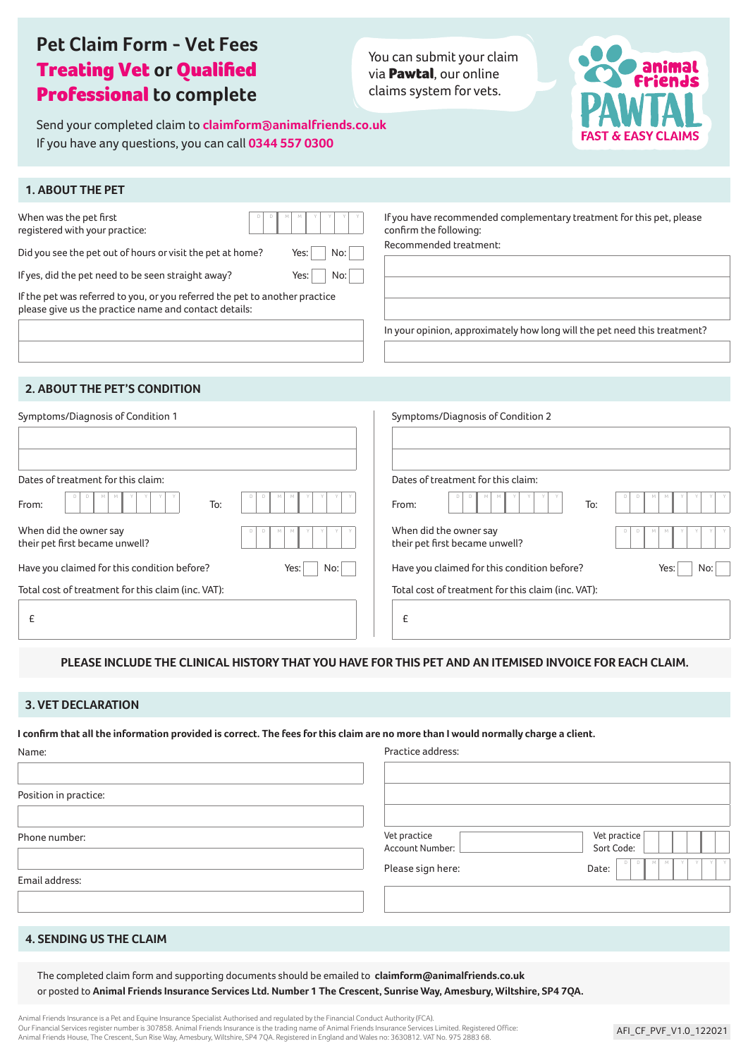# Pet Claim Form - Vet Fees

## **Treating Vet** or **Qualified Professional** to complete

Send your completed claim to **claimform@animalfriends.co.uk**
If you have any questions, you can call **0344 557 0300**

You can submit your claim via **Pawtal**, our online claims system for vets.

animal friends
PAWTAL
FAST & EASY CLAIMS

## 1. ABOUT THE PET

When was the pet first registered with your practice: D D M M Y Y Y Y

Did you see the pet out of hours or visit the pet at home? Yes: ☐ No: ☐

If yes, did the pet need to be seen straight away? Yes: ☐ No: ☐

If the pet was referred to you, or you referred the pet to another practice please give us the practice name and contact details:

If you have recommended complementary treatment for this pet, please confirm the following:

Recommended treatment:

In your opinion, approximately how long will the pet need this treatment?

## 2. ABOUT THE PET'S CONDITION

Symptoms/Diagnosis of Condition 1

Dates of treatment for this claim:

From: D D M M Y Y Y Y To: D D M M Y Y Y Y

When did the owner say their pet first became unwell? D D M M Y Y Y Y

Have you claimed for this condition before? Yes: ☐ No: ☐

Total cost of treatment for this claim (inc. VAT):

£

Symptoms/Diagnosis of Condition 2

Dates of treatment for this claim:

From: D D M M Y Y Y Y To: D D M M Y Y Y Y

When did the owner say their pet first became unwell? D D M M Y Y Y Y

Have you claimed for this condition before? Yes: ☐ No: ☐

Total cost of treatment for this claim (inc. VAT):

£

**PLEASE INCLUDE THE CLINICAL HISTORY THAT YOU HAVE FOR THIS PET AND AN ITEMISED INVOICE FOR EACH CLAIM.**

## 3. VET DECLARATION

**I confirm that all the information provided is correct. The fees for this claim are no more than I would normally charge a client.**

Name:

Position in practice:

Phone number:

Email address:

Practice address:

Vet practice Account Number:

Vet practice Sort Code:

Please sign here:

Date: D D M M Y Y Y Y

## 4. SENDING US THE CLAIM

The completed claim form and supporting documents should be emailed to **claimform@animalfriends.co.uk** or posted to **Animal Friends Insurance Services Ltd. Number 1 The Crescent, Sunrise Way, Amesbury, Wiltshire, SP4 7QA.**

Animal Friends Insurance is a Pet and Equine Insurance Specialist Authorised and regulated by the Financial Conduct Authority (FCA).
Our Financial Services register number is 307858. Animal Friends Insurance is the trading name of Animal Friends Insurance Services Limited. Registered Office: Animal Friends House, The Crescent, Sun Rise Way, Amesbury, Wiltshire, SP4 7QA. Registered in England and Wales no: 3630812. VAT No. 975 2883 68.

AFI_CF_PVF_V1.0_122021